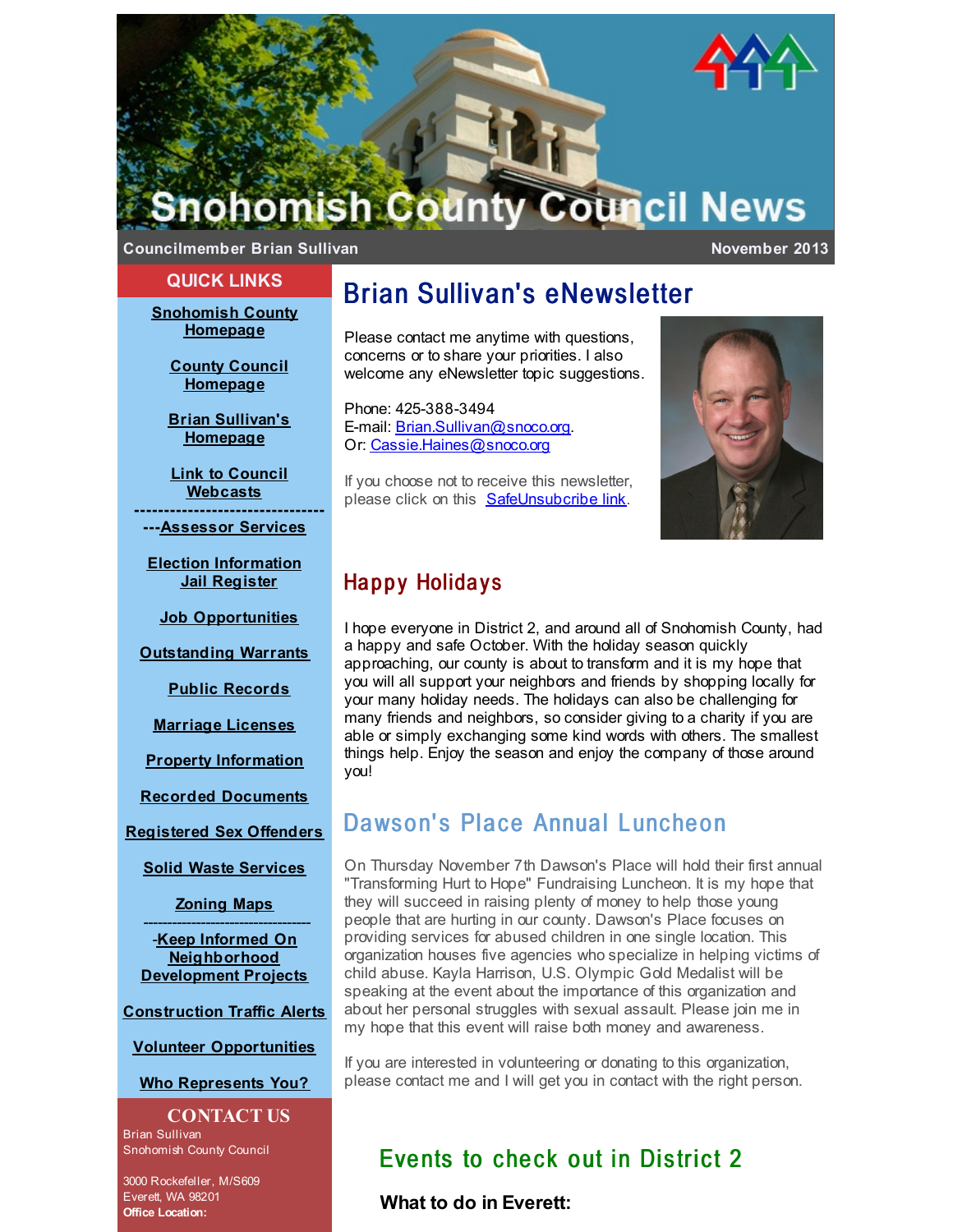# Snohomish County Council News

**Councilmember Brian Sullivan** **November 2013**

## Brian Sullivan's eNewsletter

Please contact me anytime with questions, concerns or to share your priorities. I also welcome any eNewsletter topic suggestions.

Phone: 425-388-3494
E-mail: Brian.Sullivan@snoco.org.
Or: Cassie.Haines@snoco.org

If you choose not to receive this newsletter, please click on this SafeUnsubcribe link.

## Happy Holidays

I hope everyone in District 2, and around all of Snohomish County, had a happy and safe October. With the holiday season quickly approaching, our county is about to transform and it is my hope that you will all support your neighbors and friends by shopping locally for your many holiday needs. The holidays can also be challenging for many friends and neighbors, so consider giving to a charity if you are able or simply exchanging some kind words with others. The smallest things help. Enjoy the season and enjoy the company of those around you!

## Dawson's Place Annual Luncheon

On Thursday November 7th Dawson's Place will hold their first annual "Transforming Hurt to Hope" Fundraising Luncheon. It is my hope that they will succeed in raising plenty of money to help those young people that are hurting in our county. Dawson's Place focuses on providing services for abused children in one single location. This organization houses five agencies who specialize in helping victims of child abuse. Kayla Harrison, U.S. Olympic Gold Medalist will be speaking at the event about the importance of this organization and about her personal struggles with sexual assault. Please join me in my hope that this event will raise both money and awareness.

If you are interested in volunteering or donating to this organization, please contact me and I will get you in contact with the right person.

## Events to check out in District 2

**What to do in Everett:**

### QUICK LINKS

- Snohomish County Homepage
- County Council Homepage
- Brian Sullivan's Homepage
- Link to Council Webcasts

--------------------------------

- ---Assessor Services
- Election Information
- Jail Register
- Job Opportunities
- Outstanding Warrants
- Public Records
- Marriage Licenses
- Property Information
- Recorded Documents
- Registered Sex Offenders
- Solid Waste Services
- Zoning Maps

-----------------------------------

- -Keep Informed On Neighborhood Development Projects
- Construction Traffic Alerts
- Volunteer Opportunities
- Who Represents You?

### CONTACT US

Brian Sullivan
Snohomish County Council

3000 Rockefeller, M/S609
Everett, WA 98201
**Office Location:**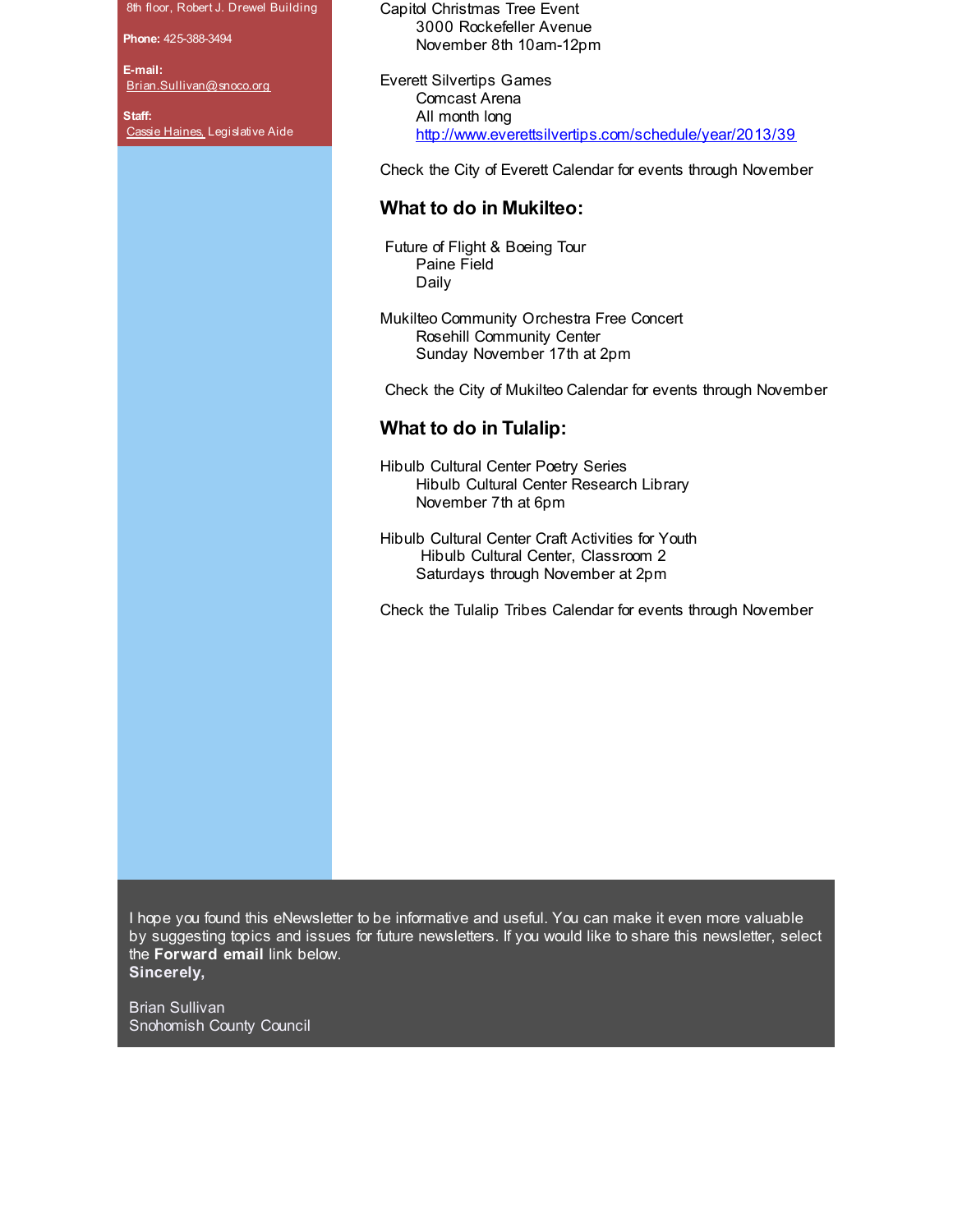8th floor, Robert J. Drewel Building

**Phone:** 425-388-3494

**E-mail:**
Brian.Sullivan@snoco.org

**Staff:**
Cassie Haines, Legislative Aide

Capitol Christmas Tree Event
3000 Rockefeller Avenue
November 8th 10am-12pm

Everett Silvertips Games
Comcast Arena
All month long
http://www.everettsilvertips.com/schedule/year/2013/39

Check the City of Everett Calendar for events through November

### What to do in Mukilteo:

Future of Flight & Boeing Tour
Paine Field
Daily

Mukilteo Community Orchestra Free Concert
Rosehill Community Center
Sunday November 17th at 2pm

Check the City of Mukilteo Calendar for events through November

### What to do in Tulalip:

Hibulb Cultural Center Poetry Series
Hibulb Cultural Center Research Library
November 7th at 6pm

Hibulb Cultural Center Craft Activities for Youth
Hibulb Cultural Center, Classroom 2
Saturdays through November at 2pm

Check the Tulalip Tribes Calendar for events through November

I hope you found this eNewsletter to be informative and useful. You can make it even more valuable by suggesting topics and issues for future newsletters. If you would like to share this newsletter, select the **Forward email** link below.
**Sincerely,**

Brian Sullivan
Snohomish County Council